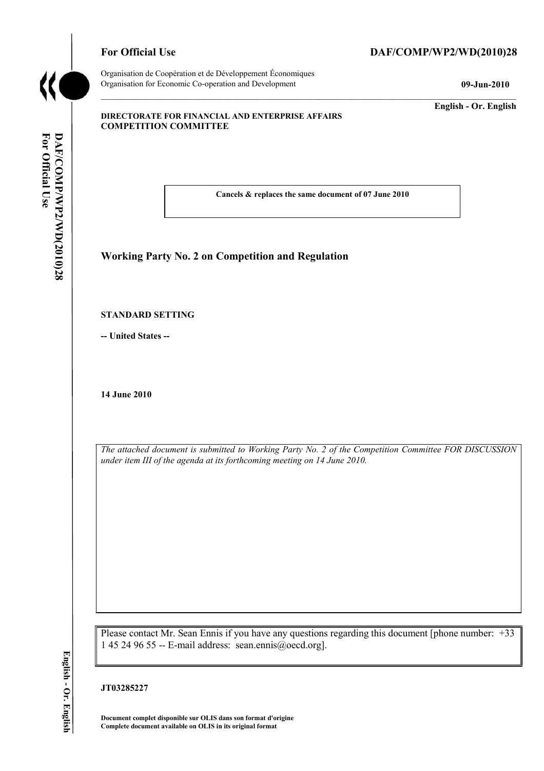**For Official Use** **DAF/COMP/WP2/WD(2010)28**

Organisation de Coopération et de Développement Économiques
Organisation for Economic Co-operation and Development **09-Jun-2010**

**English - Or. English**

**DIRECTORATE FOR FINANCIAL AND ENTERPRISE AFFAIRS**
**COMPETITION COMMITTEE**

**Cancels & replaces the same document of 07 June 2010**

## Working Party No. 2 on Competition and Regulation

**STANDARD SETTING**

**-- United States --**

**14 June 2010**

*The attached document is submitted to Working Party No. 2 of the Competition Committee FOR DISCUSSION under item III of the agenda at its forthcoming meeting on 14 June 2010.*

Please contact Mr. Sean Ennis if you have any questions regarding this document [phone number: +33 1 45 24 96 55 -- E-mail address: sean.ennis@oecd.org].

**JT03285227**

**Document complet disponible sur OLIS dans son format d'origine**
**Complete document available on OLIS in its original format**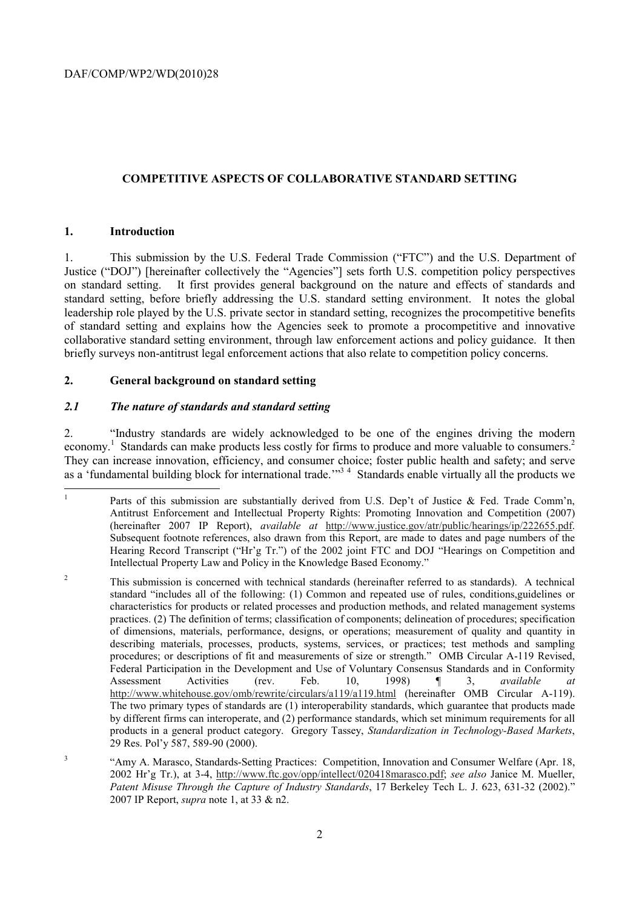**COMPETITIVE ASPECTS OF COLLABORATIVE STANDARD SETTING**

## 1. Introduction

1. This submission by the U.S. Federal Trade Commission ("FTC") and the U.S. Department of Justice ("DOJ") [hereinafter collectively the "Agencies"] sets forth U.S. competition policy perspectives on standard setting. It first provides general background on the nature and effects of standards and standard setting, before briefly addressing the U.S. standard setting environment. It notes the global leadership role played by the U.S. private sector in standard setting, recognizes the procompetitive benefits of standard setting and explains how the Agencies seek to promote a procompetitive and innovative collaborative standard setting environment, through law enforcement actions and policy guidance. It then briefly surveys non-antitrust legal enforcement actions that also relate to competition policy concerns.

## 2. General background on standard setting

### *2.1 The nature of standards and standard setting*

2. "Industry standards are widely acknowledged to be one of the engines driving the modern economy.[1] Standards can make products less costly for firms to produce and more valuable to consumers.[2] They can increase innovation, efficiency, and consumer choice; foster public health and safety; and serve as a 'fundamental building block for international trade.'"[3] [4] Standards enable virtually all the products we

---

[1] Parts of this submission are substantially derived from U.S. Dep't of Justice & Fed. Trade Comm'n, Antitrust Enforcement and Intellectual Property Rights: Promoting Innovation and Competition (2007) (hereinafter 2007 IP Report), *available at* http://www.justice.gov/atr/public/hearings/ip/222655.pdf. Subsequent footnote references, also drawn from this Report, are made to dates and page numbers of the Hearing Record Transcript ("Hr'g Tr.") of the 2002 joint FTC and DOJ "Hearings on Competition and Intellectual Property Law and Policy in the Knowledge Based Economy."

[2] This submission is concerned with technical standards (hereinafter referred to as standards). A technical standard "includes all of the following: (1) Common and repeated use of rules, conditions,guidelines or characteristics for products or related processes and production methods, and related management systems practices. (2) The definition of terms; classification of components; delineation of procedures; specification of dimensions, materials, performance, designs, or operations; measurement of quality and quantity in describing materials, processes, products, systems, services, or practices; test methods and sampling procedures; or descriptions of fit and measurements of size or strength." OMB Circular A-119 Revised, Federal Participation in the Development and Use of Voluntary Consensus Standards and in Conformity Assessment Activities (rev. Feb. 10, 1998) ¶ 3, *available at* http://www.whitehouse.gov/omb/rewrite/circulars/a119/a119.html (hereinafter OMB Circular A-119). The two primary types of standards are (1) interoperability standards, which guarantee that products made by different firms can interoperate, and (2) performance standards, which set minimum requirements for all products in a general product category. Gregory Tassey, *Standardization in Technology-Based Markets*, 29 Res. Pol'y 587, 589-90 (2000).

[3] "Amy A. Marasco, Standards-Setting Practices: Competition, Innovation and Consumer Welfare (Apr. 18, 2002 Hr'g Tr.), at 3-4, http://www.ftc.gov/opp/intellect/020418marasco.pdf; *see also* Janice M. Mueller, *Patent Misuse Through the Capture of Industry Standards*, 17 Berkeley Tech L. J. 623, 631-32 (2002)." 2007 IP Report, *supra* note 1, at 33 & n2.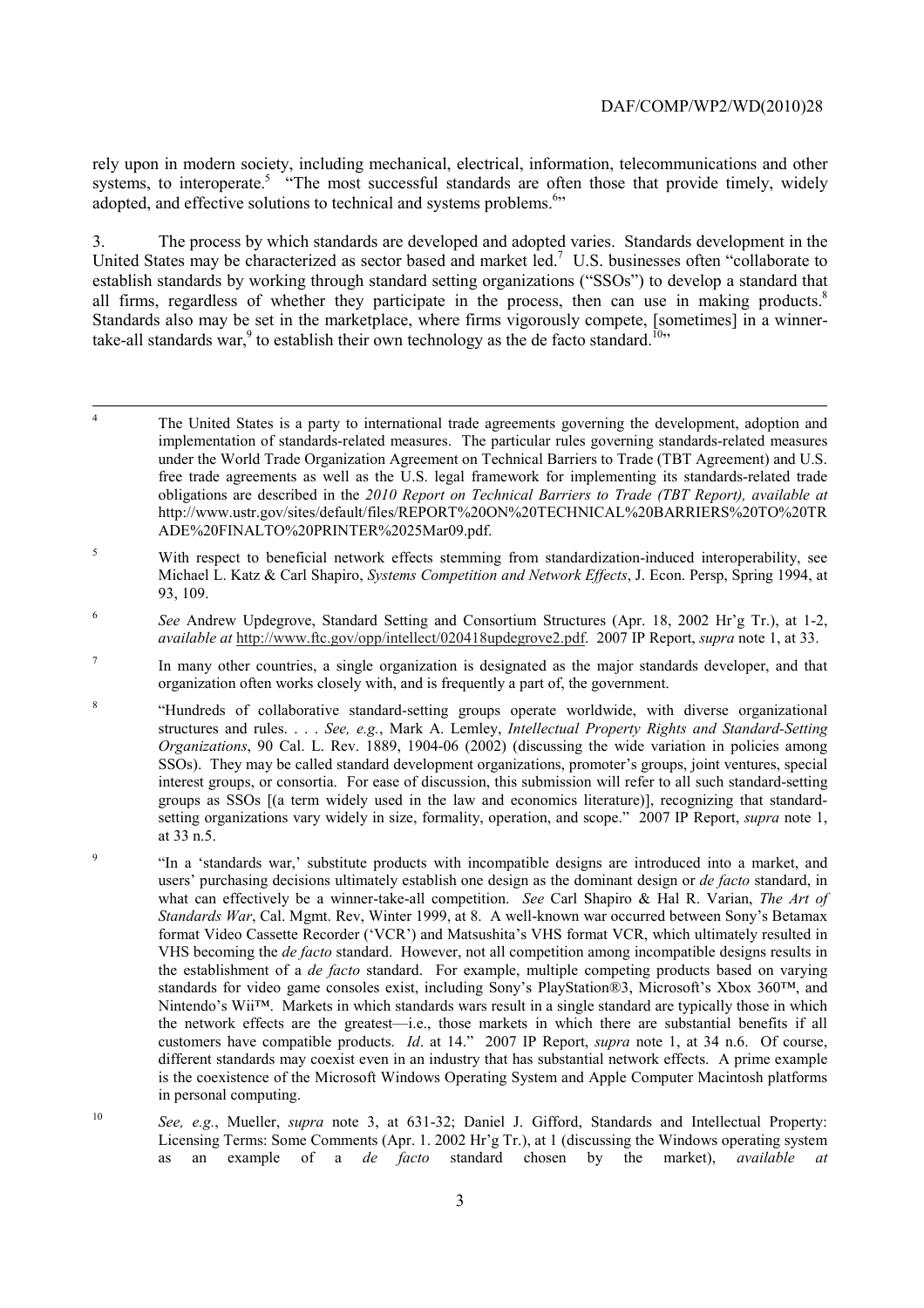rely upon in modern society, including mechanical, electrical, information, telecommunications and other systems, to interoperate.[5] "The most successful standards are often those that provide timely, widely adopted, and effective solutions to technical and systems problems.[6]"

3. The process by which standards are developed and adopted varies. Standards development in the United States may be characterized as sector based and market led.[7] U.S. businesses often "collaborate to establish standards by working through standard setting organizations ("SSOs") to develop a standard that all firms, regardless of whether they participate in the process, then can use in making products.[8] Standards also may be set in the marketplace, where firms vigorously compete, [sometimes] in a winner-take-all standards war,[9] to establish their own technology as the de facto standard.[10]"

---

[4] The United States is a party to international trade agreements governing the development, adoption and implementation of standards-related measures. The particular rules governing standards-related measures under the World Trade Organization Agreement on Technical Barriers to Trade (TBT Agreement) and U.S. free trade agreements as well as the U.S. legal framework for implementing its standards-related trade obligations are described in the *2010 Report on Technical Barriers to Trade (TBT Report), available at* http://www.ustr.gov/sites/default/files/REPORT%20ON%20TECHNICAL%20BARRIERS%20TO%20TRADE%20FINALTO%20PRINTER%2025Mar09.pdf.

[5] With respect to beneficial network effects stemming from standardization-induced interoperability, see Michael L. Katz & Carl Shapiro, *Systems Competition and Network Effects*, J. Econ. Persp, Spring 1994, at 93, 109.

[6] *See* Andrew Updegrove, Standard Setting and Consortium Structures (Apr. 18, 2002 Hr'g Tr.), at 1-2, *available at* http://www.ftc.gov/opp/intellect/020418updegrove2.pdf. 2007 IP Report, *supra* note 1, at 33.

[7] In many other countries, a single organization is designated as the major standards developer, and that organization often works closely with, and is frequently a part of, the government.

[8] "Hundreds of collaborative standard-setting groups operate worldwide, with diverse organizational structures and rules. . . . *See, e.g.*, Mark A. Lemley, *Intellectual Property Rights and Standard-Setting Organizations*, 90 Cal. L. Rev. 1889, 1904-06 (2002) (discussing the wide variation in policies among SSOs). They may be called standard development organizations, promoter's groups, joint ventures, special interest groups, or consortia. For ease of discussion, this submission will refer to all such standard-setting groups as SSOs [(a term widely used in the law and economics literature)], recognizing that standard-setting organizations vary widely in size, formality, operation, and scope." 2007 IP Report, *supra* note 1, at 33 n.5.

[9] "In a 'standards war,' substitute products with incompatible designs are introduced into a market, and users' purchasing decisions ultimately establish one design as the dominant design or *de facto* standard, in what can effectively be a winner-take-all competition. *See* Carl Shapiro & Hal R. Varian, *The Art of Standards War*, Cal. Mgmt. Rev, Winter 1999, at 8. A well-known war occurred between Sony's Betamax format Video Cassette Recorder ('VCR') and Matsushita's VHS format VCR, which ultimately resulted in VHS becoming the *de facto* standard. However, not all competition among incompatible designs results in the establishment of a *de facto* standard. For example, multiple competing products based on varying standards for video game consoles exist, including Sony's PlayStation®3, Microsoft's Xbox 360™, and Nintendo's Wii™. Markets in which standards wars result in a single standard are typically those in which the network effects are the greatest—i.e., those markets in which there are substantial benefits if all customers have compatible products. *Id*. at 14." 2007 IP Report, *supra* note 1, at 34 n.6. Of course, different standards may coexist even in an industry that has substantial network effects. A prime example is the coexistence of the Microsoft Windows Operating System and Apple Computer Macintosh platforms in personal computing.

[10] *See, e.g.*, Mueller, *supra* note 3, at 631-32; Daniel J. Gifford, Standards and Intellectual Property: Licensing Terms: Some Comments (Apr. 1. 2002 Hr'g Tr.), at 1 (discussing the Windows operating system as an example of a *de facto* standard chosen by the market), *available at*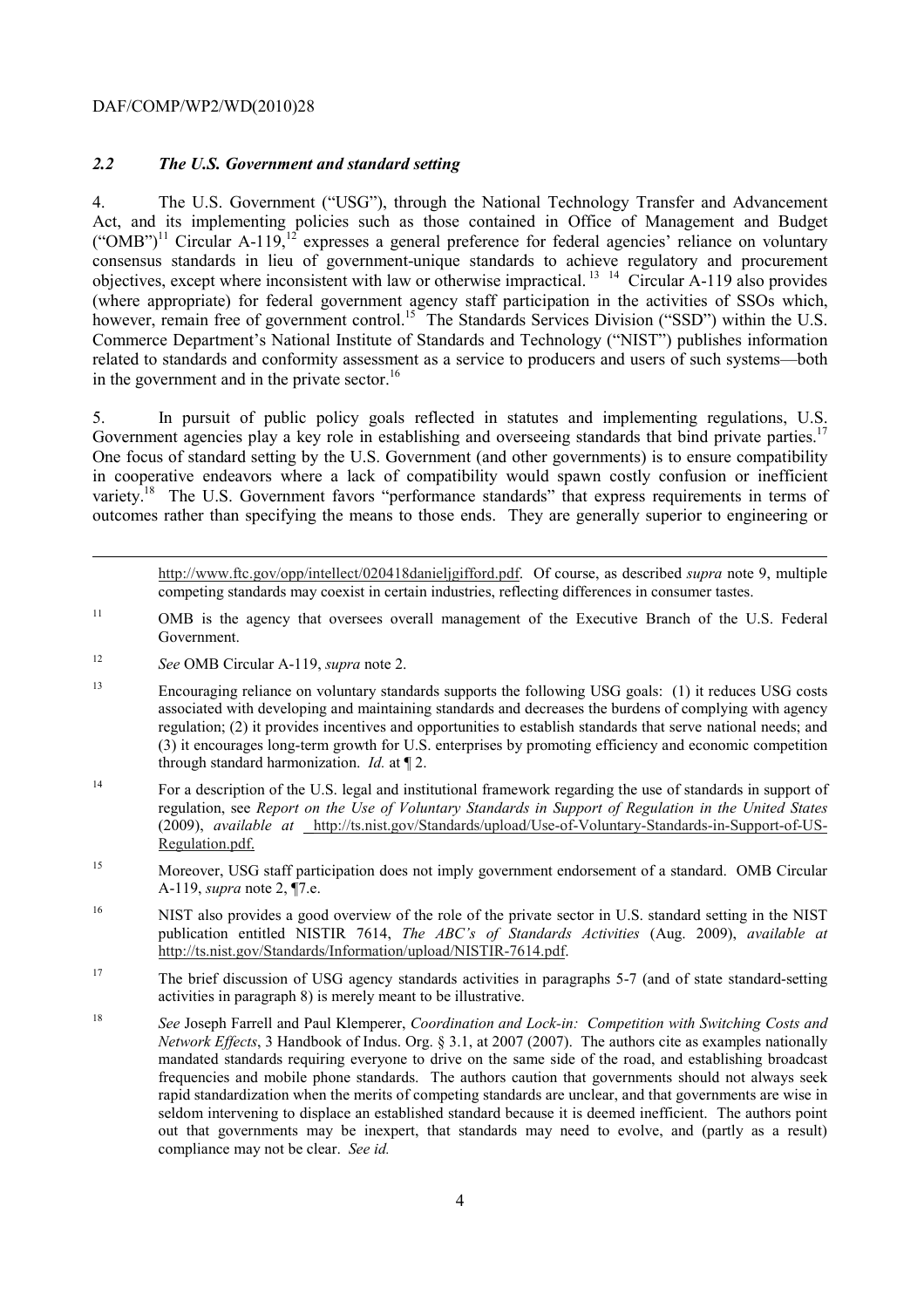### *2.2 The U.S. Government and standard setting*

4. The U.S. Government ("USG"), through the National Technology Transfer and Advancement Act, and its implementing policies such as those contained in Office of Management and Budget ("OMB")[11] Circular A-119,[12] expresses a general preference for federal agencies' reliance on voluntary consensus standards in lieu of government-unique standards to achieve regulatory and procurement objectives, except where inconsistent with law or otherwise impractical.[13] [14] Circular A-119 also provides (where appropriate) for federal government agency staff participation in the activities of SSOs which, however, remain free of government control.[15] The Standards Services Division ("SSD") within the U.S. Commerce Department's National Institute of Standards and Technology ("NIST") publishes information related to standards and conformity assessment as a service to producers and users of such systems—both in the government and in the private sector.[16]

5. In pursuit of public policy goals reflected in statutes and implementing regulations, U.S. Government agencies play a key role in establishing and overseeing standards that bind private parties.[17] One focus of standard setting by the U.S. Government (and other governments) is to ensure compatibility in cooperative endeavors where a lack of compatibility would spawn costly confusion or inefficient variety.[18] The U.S. Government favors "performance standards" that express requirements in terms of outcomes rather than specifying the means to those ends. They are generally superior to engineering or

---

http://www.ftc.gov/opp/intellect/020418danieljgifford.pdf. Of course, as described *supra* note 9, multiple competing standards may coexist in certain industries, reflecting differences in consumer tastes.

[11] OMB is the agency that oversees overall management of the Executive Branch of the U.S. Federal Government.

[12] *See* OMB Circular A-119, *supra* note 2.

[13] Encouraging reliance on voluntary standards supports the following USG goals: (1) it reduces USG costs associated with developing and maintaining standards and decreases the burdens of complying with agency regulation; (2) it provides incentives and opportunities to establish standards that serve national needs; and (3) it encourages long-term growth for U.S. enterprises by promoting efficiency and economic competition through standard harmonization. *Id.* at ¶ 2.

[14] For a description of the U.S. legal and institutional framework regarding the use of standards in support of regulation, see *Report on the Use of Voluntary Standards in Support of Regulation in the United States* (2009), *available at* http://ts.nist.gov/Standards/upload/Use-of-Voluntary-Standards-in-Support-of-US-Regulation.pdf.

[15] Moreover, USG staff participation does not imply government endorsement of a standard. OMB Circular A-119, *supra* note 2, ¶7.e.

[16] NIST also provides a good overview of the role of the private sector in U.S. standard setting in the NIST publication entitled NISTIR 7614, *The ABC's of Standards Activities* (Aug. 2009), *available at* http://ts.nist.gov/Standards/Information/upload/NISTIR-7614.pdf.

[17] The brief discussion of USG agency standards activities in paragraphs 5-7 (and of state standard-setting activities in paragraph 8) is merely meant to be illustrative.

[18] *See* Joseph Farrell and Paul Klemperer, *Coordination and Lock-in: Competition with Switching Costs and Network Effects*, 3 Handbook of Indus. Org. § 3.1, at 2007 (2007). The authors cite as examples nationally mandated standards requiring everyone to drive on the same side of the road, and establishing broadcast frequencies and mobile phone standards. The authors caution that governments should not always seek rapid standardization when the merits of competing standards are unclear, and that governments are wise in seldom intervening to displace an established standard because it is deemed inefficient. The authors point out that governments may be inexpert, that standards may need to evolve, and (partly as a result) compliance may not be clear. *See id.*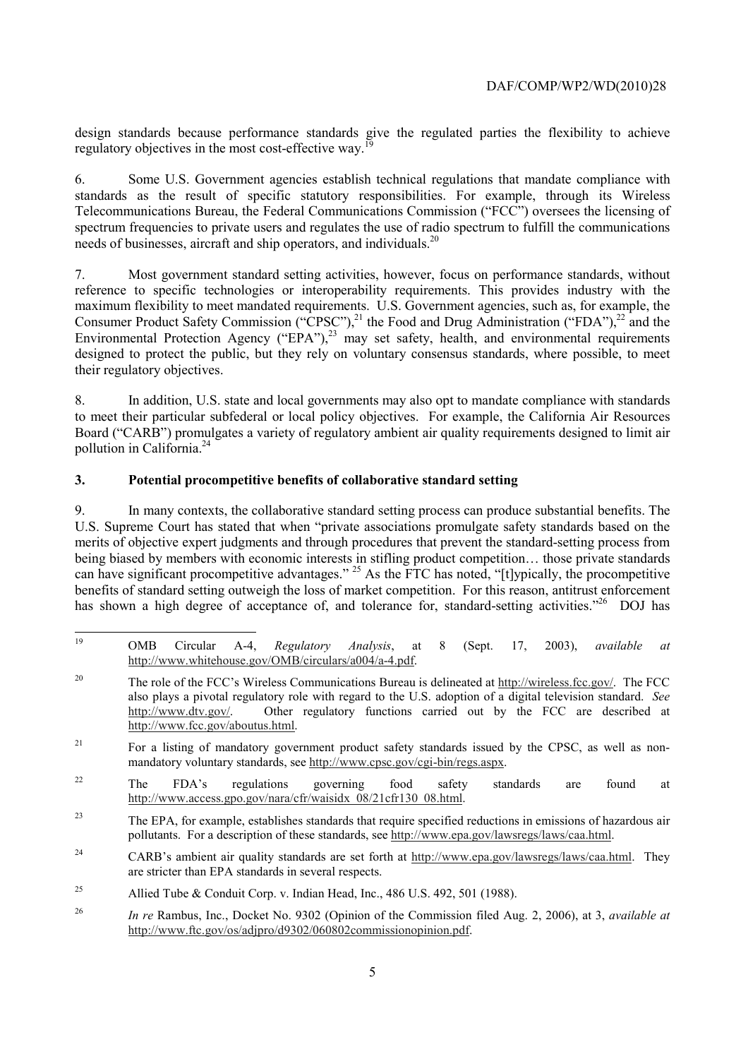design standards because performance standards give the regulated parties the flexibility to achieve regulatory objectives in the most cost-effective way.[19]

6. Some U.S. Government agencies establish technical regulations that mandate compliance with standards as the result of specific statutory responsibilities. For example, through its Wireless Telecommunications Bureau, the Federal Communications Commission ("FCC") oversees the licensing of spectrum frequencies to private users and regulates the use of radio spectrum to fulfill the communications needs of businesses, aircraft and ship operators, and individuals.[20]

7. Most government standard setting activities, however, focus on performance standards, without reference to specific technologies or interoperability requirements. This provides industry with the maximum flexibility to meet mandated requirements. U.S. Government agencies, such as, for example, the Consumer Product Safety Commission ("CPSC"),[21] the Food and Drug Administration ("FDA"),[22] and the Environmental Protection Agency ("EPA"),[23] may set safety, health, and environmental requirements designed to protect the public, but they rely on voluntary consensus standards, where possible, to meet their regulatory objectives.

8. In addition, U.S. state and local governments may also opt to mandate compliance with standards to meet their particular subfederal or local policy objectives. For example, the California Air Resources Board ("CARB") promulgates a variety of regulatory ambient air quality requirements designed to limit air pollution in California.[24]

### 3. Potential procompetitive benefits of collaborative standard setting

9. In many contexts, the collaborative standard setting process can produce substantial benefits. The U.S. Supreme Court has stated that when "private associations promulgate safety standards based on the merits of objective expert judgments and through procedures that prevent the standard-setting process from being biased by members with economic interests in stifling product competition… those private standards can have significant procompetitive advantages."[25] As the FTC has noted, "[t]ypically, the procompetitive benefits of standard setting outweigh the loss of market competition. For this reason, antitrust enforcement has shown a high degree of acceptance of, and tolerance for, standard-setting activities."[26] DOJ has

---

[19] OMB Circular A-4, *Regulatory Analysis*, at 8 (Sept. 17, 2003), *available at* http://www.whitehouse.gov/OMB/circulars/a004/a-4.pdf.

[20] The role of the FCC's Wireless Communications Bureau is delineated at http://wireless.fcc.gov/. The FCC also plays a pivotal regulatory role with regard to the U.S. adoption of a digital television standard. *See* http://www.dtv.gov/. Other regulatory functions carried out by the FCC are described at http://www.fcc.gov/aboutus.html.

[21] For a listing of mandatory government product safety standards issued by the CPSC, as well as non-mandatory voluntary standards, see http://www.cpsc.gov/cgi-bin/regs.aspx.

[22] The FDA's regulations governing food safety standards are found at http://www.access.gpo.gov/nara/cfr/waisidx_08/21cfr130_08.html.

[23] The EPA, for example, establishes standards that require specified reductions in emissions of hazardous air pollutants. For a description of these standards, see http://www.epa.gov/lawsregs/laws/caa.html.

[24] CARB's ambient air quality standards are set forth at http://www.epa.gov/lawsregs/laws/caa.html. They are stricter than EPA standards in several respects.

[25] Allied Tube & Conduit Corp. v. Indian Head, Inc., 486 U.S. 492, 501 (1988).

[26] *In re* Rambus, Inc., Docket No. 9302 (Opinion of the Commission filed Aug. 2, 2006), at 3, *available at* http://www.ftc.gov/os/adjpro/d9302/060802commissionopinion.pdf.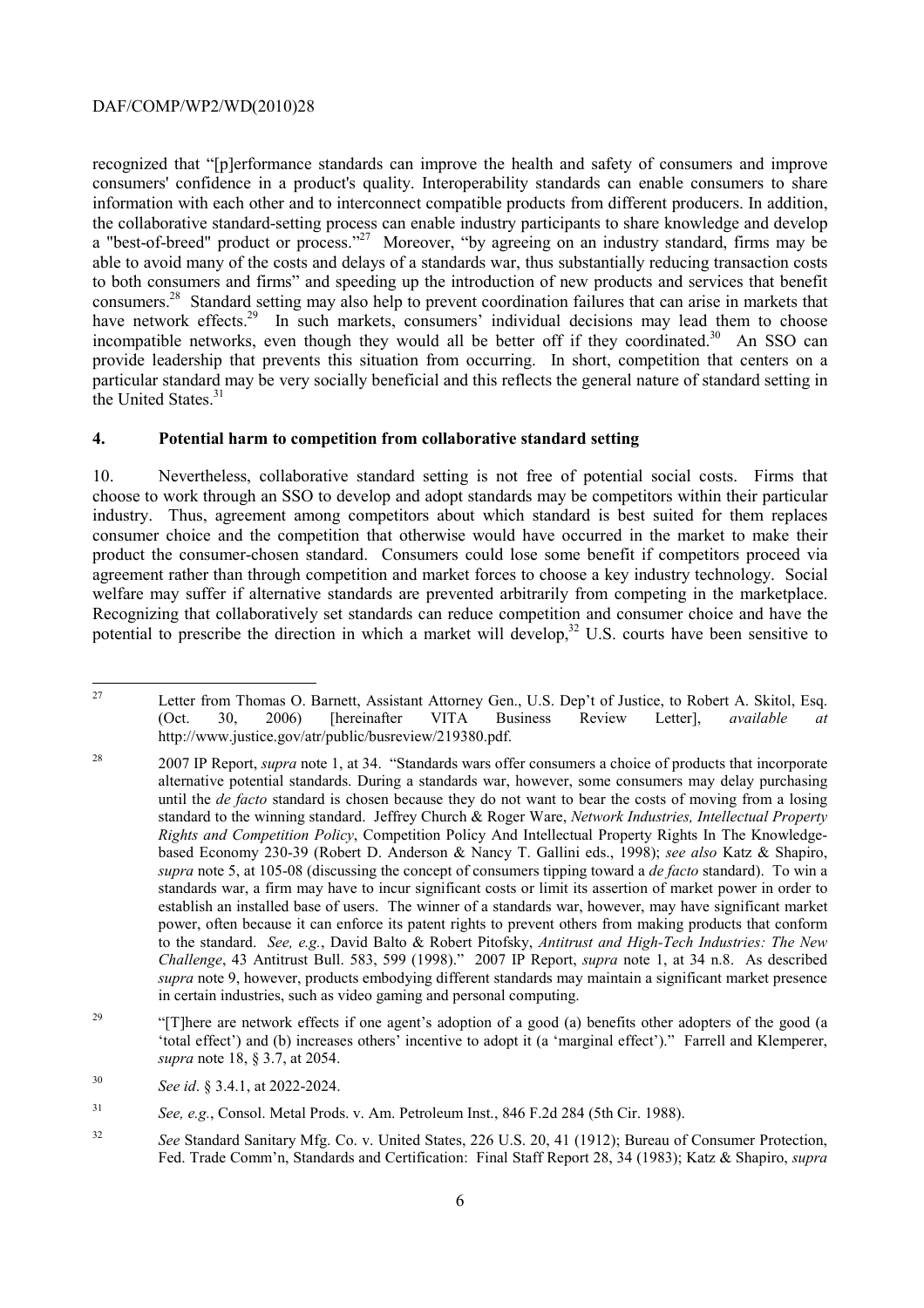recognized that "[p]erformance standards can improve the health and safety of consumers and improve consumers' confidence in a product's quality. Interoperability standards can enable consumers to share information with each other and to interconnect compatible products from different producers. In addition, the collaborative standard-setting process can enable industry participants to share knowledge and develop a "best-of-breed" product or process."[27] Moreover, "by agreeing on an industry standard, firms may be able to avoid many of the costs and delays of a standards war, thus substantially reducing transaction costs to both consumers and firms" and speeding up the introduction of new products and services that benefit consumers.[28] Standard setting may also help to prevent coordination failures that can arise in markets that have network effects.[29] In such markets, consumers' individual decisions may lead them to choose incompatible networks, even though they would all be better off if they coordinated.[30] An SSO can provide leadership that prevents this situation from occurring. In short, competition that centers on a particular standard may be very socially beneficial and this reflects the general nature of standard setting in the United States.[31]

## 4. Potential harm to competition from collaborative standard setting

10. Nevertheless, collaborative standard setting is not free of potential social costs. Firms that choose to work through an SSO to develop and adopt standards may be competitors within their particular industry. Thus, agreement among competitors about which standard is best suited for them replaces consumer choice and the competition that otherwise would have occurred in the market to make their product the consumer-chosen standard. Consumers could lose some benefit if competitors proceed via agreement rather than through competition and market forces to choose a key industry technology. Social welfare may suffer if alternative standards are prevented arbitrarily from competing in the marketplace. Recognizing that collaboratively set standards can reduce competition and consumer choice and have the potential to prescribe the direction in which a market will develop,[32] U.S. courts have been sensitive to

---

[27] Letter from Thomas O. Barnett, Assistant Attorney Gen., U.S. Dep't of Justice, to Robert A. Skitol, Esq. (Oct. 30, 2006) [hereinafter VITA Business Review Letter], *available at* http://www.justice.gov/atr/public/busreview/219380.pdf.

[28] 2007 IP Report, *supra* note 1, at 34. "Standards wars offer consumers a choice of products that incorporate alternative potential standards. During a standards war, however, some consumers may delay purchasing until the *de facto* standard is chosen because they do not want to bear the costs of moving from a losing standard to the winning standard. Jeffrey Church & Roger Ware, *Network Industries, Intellectual Property Rights and Competition Policy*, Competition Policy And Intellectual Property Rights In The Knowledge-based Economy 230-39 (Robert D. Anderson & Nancy T. Gallini eds., 1998); *see also* Katz & Shapiro, *supra* note 5, at 105-08 (discussing the concept of consumers tipping toward a *de facto* standard). To win a standards war, a firm may have to incur significant costs or limit its assertion of market power in order to establish an installed base of users. The winner of a standards war, however, may have significant market power, often because it can enforce its patent rights to prevent others from making products that conform to the standard. *See, e.g.*, David Balto & Robert Pitofsky, *Antitrust and High-Tech Industries: The New Challenge*, 43 Antitrust Bull. 583, 599 (1998)." 2007 IP Report, *supra* note 1, at 34 n.8. As described *supra* note 9, however, products embodying different standards may maintain a significant market presence in certain industries, such as video gaming and personal computing.

[29] "[T]here are network effects if one agent's adoption of a good (a) benefits other adopters of the good (a 'total effect') and (b) increases others' incentive to adopt it (a 'marginal effect')." Farrell and Klemperer, *supra* note 18, § 3.7, at 2054.

[30] *See id*. § 3.4.1, at 2022-2024.

[31] *See, e.g.*, Consol. Metal Prods. v. Am. Petroleum Inst., 846 F.2d 284 (5th Cir. 1988).

[32] *See* Standard Sanitary Mfg. Co. v. United States, 226 U.S. 20, 41 (1912); Bureau of Consumer Protection, Fed. Trade Comm'n, Standards and Certification: Final Staff Report 28, 34 (1983); Katz & Shapiro, *supra*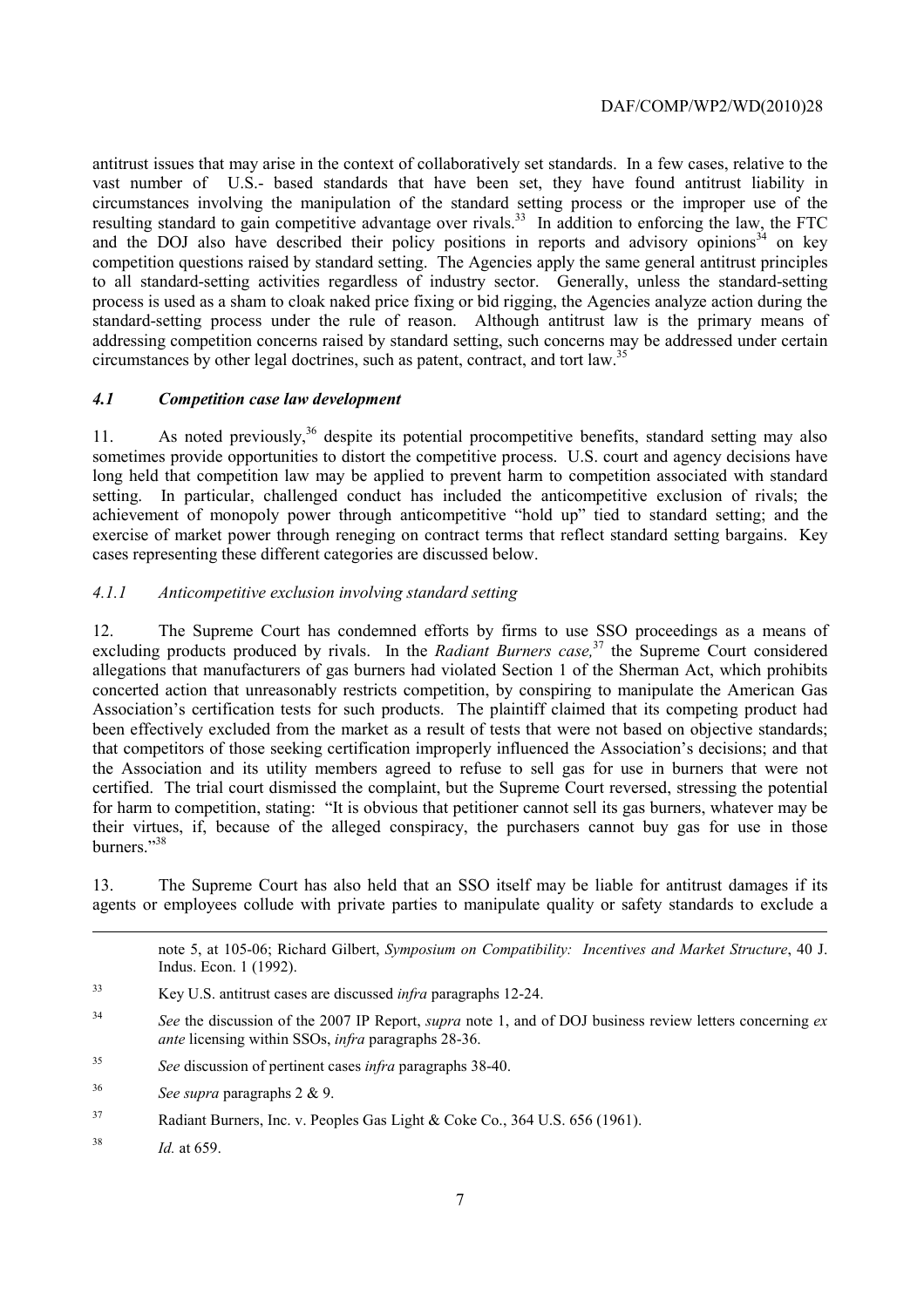antitrust issues that may arise in the context of collaboratively set standards. In a few cases, relative to the vast number of U.S.- based standards that have been set, they have found antitrust liability in circumstances involving the manipulation of the standard setting process or the improper use of the resulting standard to gain competitive advantage over rivals.[33] In addition to enforcing the law, the FTC and the DOJ also have described their policy positions in reports and advisory opinions[34] on key competition questions raised by standard setting. The Agencies apply the same general antitrust principles to all standard-setting activities regardless of industry sector. Generally, unless the standard-setting process is used as a sham to cloak naked price fixing or bid rigging, the Agencies analyze action during the standard-setting process under the rule of reason. Although antitrust law is the primary means of addressing competition concerns raised by standard setting, such concerns may be addressed under certain circumstances by other legal doctrines, such as patent, contract, and tort law.[35]

### *4.1 Competition case law development*

11. As noted previously,[36] despite its potential procompetitive benefits, standard setting may also sometimes provide opportunities to distort the competitive process. U.S. court and agency decisions have long held that competition law may be applied to prevent harm to competition associated with standard setting. In particular, challenged conduct has included the anticompetitive exclusion of rivals; the achievement of monopoly power through anticompetitive "hold up" tied to standard setting; and the exercise of market power through reneging on contract terms that reflect standard setting bargains. Key cases representing these different categories are discussed below.

#### *4.1.1 Anticompetitive exclusion involving standard setting*

12. The Supreme Court has condemned efforts by firms to use SSO proceedings as a means of excluding products produced by rivals. In the *Radiant Burners case,*[37] the Supreme Court considered allegations that manufacturers of gas burners had violated Section 1 of the Sherman Act, which prohibits concerted action that unreasonably restricts competition, by conspiring to manipulate the American Gas Association's certification tests for such products. The plaintiff claimed that its competing product had been effectively excluded from the market as a result of tests that were not based on objective standards; that competitors of those seeking certification improperly influenced the Association's decisions; and that the Association and its utility members agreed to refuse to sell gas for use in burners that were not certified. The trial court dismissed the complaint, but the Supreme Court reversed, stressing the potential for harm to competition, stating: "It is obvious that petitioner cannot sell its gas burners, whatever may be their virtues, if, because of the alleged conspiracy, the purchasers cannot buy gas for use in those burners."[38]

13. The Supreme Court has also held that an SSO itself may be liable for antitrust damages if its agents or employees collude with private parties to manipulate quality or safety standards to exclude a

---

note 5, at 105-06; Richard Gilbert, *Symposium on Compatibility: Incentives and Market Structure*, 40 J. Indus. Econ. 1 (1992).

[33] Key U.S. antitrust cases are discussed *infra* paragraphs 12-24.

[34] *See* the discussion of the 2007 IP Report, *supra* note 1, and of DOJ business review letters concerning *ex ante* licensing within SSOs, *infra* paragraphs 28-36.

[35] *See* discussion of pertinent cases *infra* paragraphs 38-40.

[36] *See supra* paragraphs 2 & 9.

[37] Radiant Burners, Inc. v. Peoples Gas Light & Coke Co., 364 U.S. 656 (1961).

[38] *Id.* at 659.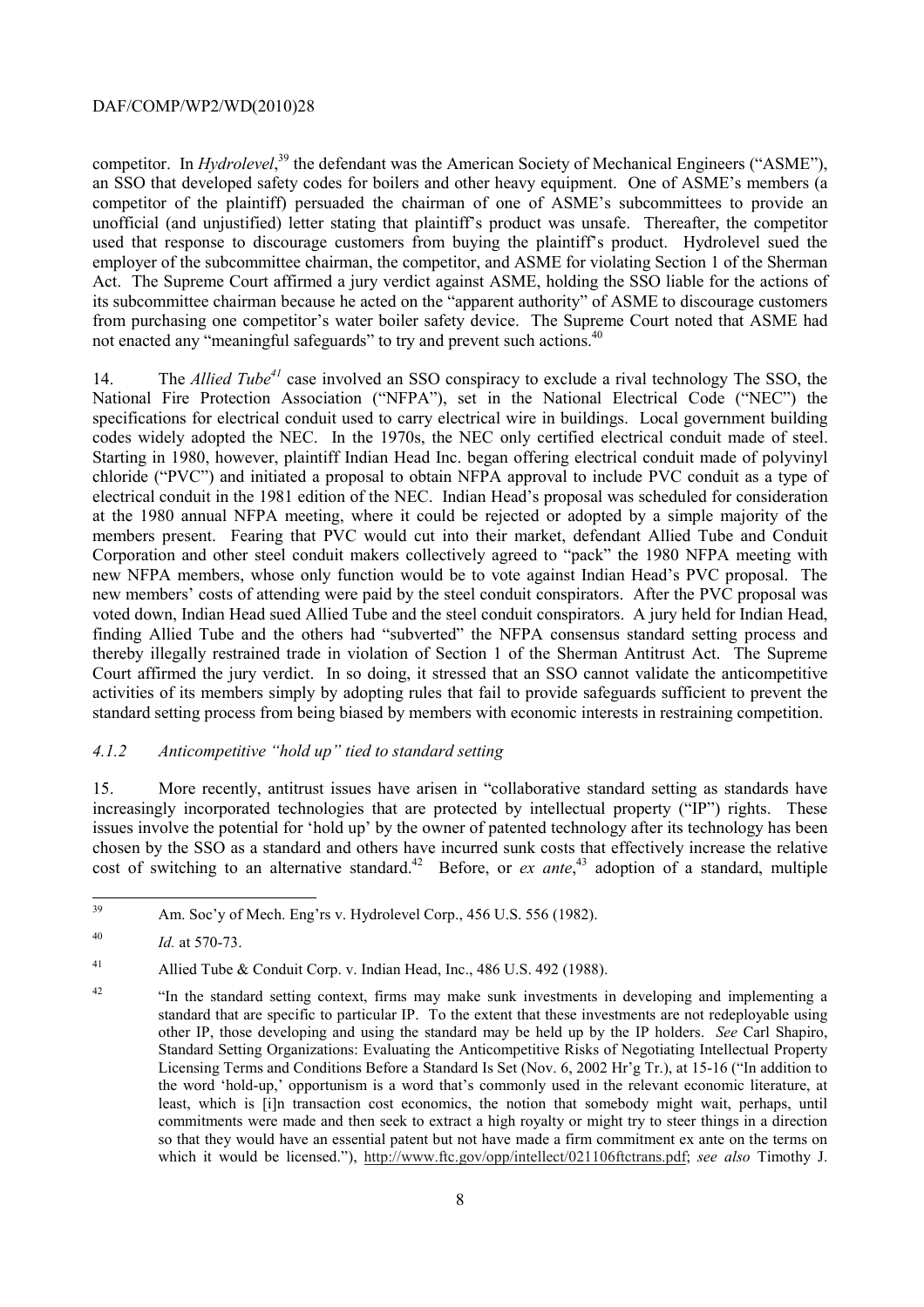competitor. In *Hydrolevel*,[39] the defendant was the American Society of Mechanical Engineers ("ASME"), an SSO that developed safety codes for boilers and other heavy equipment. One of ASME's members (a competitor of the plaintiff) persuaded the chairman of one of ASME's subcommittees to provide an unofficial (and unjustified) letter stating that plaintiff's product was unsafe. Thereafter, the competitor used that response to discourage customers from buying the plaintiff's product. Hydrolevel sued the employer of the subcommittee chairman, the competitor, and ASME for violating Section 1 of the Sherman Act. The Supreme Court affirmed a jury verdict against ASME, holding the SSO liable for the actions of its subcommittee chairman because he acted on the "apparent authority" of ASME to discourage customers from purchasing one competitor's water boiler safety device. The Supreme Court noted that ASME had not enacted any "meaningful safeguards" to try and prevent such actions.[40]

14. The *Allied Tube*[41] case involved an SSO conspiracy to exclude a rival technology The SSO, the National Fire Protection Association ("NFPA"), set in the National Electrical Code ("NEC") the specifications for electrical conduit used to carry electrical wire in buildings. Local government building codes widely adopted the NEC. In the 1970s, the NEC only certified electrical conduit made of steel. Starting in 1980, however, plaintiff Indian Head Inc. began offering electrical conduit made of polyvinyl chloride ("PVC") and initiated a proposal to obtain NFPA approval to include PVC conduit as a type of electrical conduit in the 1981 edition of the NEC. Indian Head's proposal was scheduled for consideration at the 1980 annual NFPA meeting, where it could be rejected or adopted by a simple majority of the members present. Fearing that PVC would cut into their market, defendant Allied Tube and Conduit Corporation and other steel conduit makers collectively agreed to "pack" the 1980 NFPA meeting with new NFPA members, whose only function would be to vote against Indian Head's PVC proposal. The new members' costs of attending were paid by the steel conduit conspirators. After the PVC proposal was voted down, Indian Head sued Allied Tube and the steel conduit conspirators. A jury held for Indian Head, finding Allied Tube and the others had "subverted" the NFPA consensus standard setting process and thereby illegally restrained trade in violation of Section 1 of the Sherman Antitrust Act. The Supreme Court affirmed the jury verdict. In so doing, it stressed that an SSO cannot validate the anticompetitive activities of its members simply by adopting rules that fail to provide safeguards sufficient to prevent the standard setting process from being biased by members with economic interests in restraining competition.

#### *4.1.2 Anticompetitive "hold up" tied to standard setting*

15. More recently, antitrust issues have arisen in "collaborative standard setting as standards have increasingly incorporated technologies that are protected by intellectual property ("IP") rights. These issues involve the potential for 'hold up' by the owner of patented technology after its technology has been chosen by the SSO as a standard and others have incurred sunk costs that effectively increase the relative cost of switching to an alternative standard.[42] Before, or *ex ante*,[43] adoption of a standard, multiple

---

[39] Am. Soc'y of Mech. Eng'rs v. Hydrolevel Corp., 456 U.S. 556 (1982).

[40] *Id.* at 570-73.

[41] Allied Tube & Conduit Corp. v. Indian Head, Inc., 486 U.S. 492 (1988).

[42] "In the standard setting context, firms may make sunk investments in developing and implementing a standard that are specific to particular IP. To the extent that these investments are not redeployable using other IP, those developing and using the standard may be held up by the IP holders. *See* Carl Shapiro, Standard Setting Organizations: Evaluating the Anticompetitive Risks of Negotiating Intellectual Property Licensing Terms and Conditions Before a Standard Is Set (Nov. 6, 2002 Hr'g Tr.), at 15-16 ("In addition to the word 'hold-up,' opportunism is a word that's commonly used in the relevant economic literature, at least, which is [i]n transaction cost economics, the notion that somebody might wait, perhaps, until commitments were made and then seek to extract a high royalty or might try to steer things in a direction so that they would have an essential patent but not have made a firm commitment ex ante on the terms on which it would be licensed."), http://www.ftc.gov/opp/intellect/021106ftctrans.pdf; *see also* Timothy J.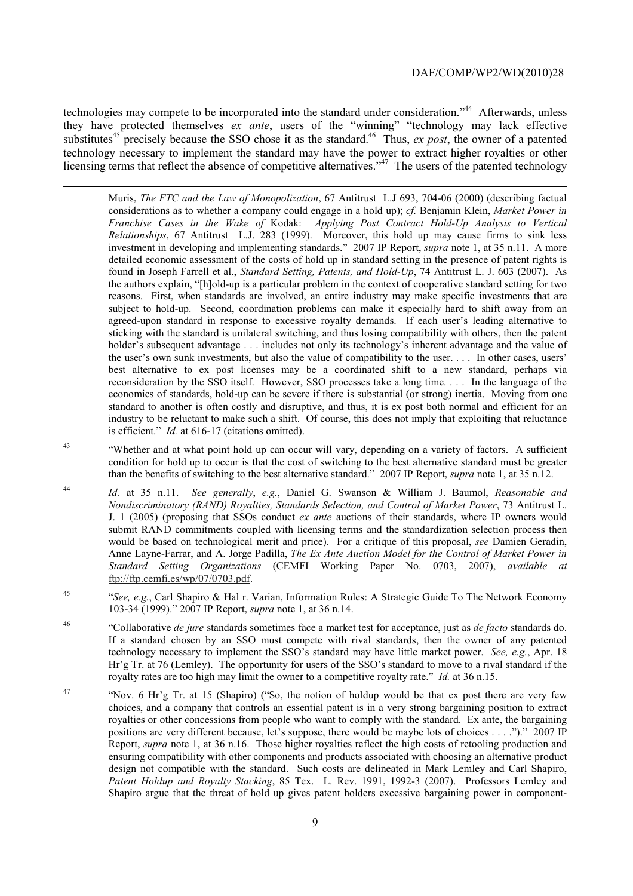technologies may compete to be incorporated into the standard under consideration."[44] Afterwards, unless they have protected themselves *ex ante*, users of the "winning" "technology may lack effective substitutes[45] precisely because the SSO chose it as the standard.[46] Thus, *ex post*, the owner of a patented technology necessary to implement the standard may have the power to extract higher royalties or other licensing terms that reflect the absence of competitive alternatives."[47] The users of the patented technology

---

Muris, *The FTC and the Law of Monopolization*, 67 Antitrust L.J 693, 704-06 (2000) (describing factual considerations as to whether a company could engage in a hold up); *cf.* Benjamin Klein, *Market Power in Franchise Cases in the Wake of* Kodak: *Applying Post Contract Hold-Up Analysis to Vertical Relationships*, 67 Antitrust L.J. 283 (1999). Moreover, this hold up may cause firms to sink less investment in developing and implementing standards." 2007 IP Report, *supra* note 1, at 35 n.11. A more detailed economic assessment of the costs of hold up in standard setting in the presence of patent rights is found in Joseph Farrell et al., *Standard Setting, Patents, and Hold-Up*, 74 Antitrust L. J. 603 (2007). As the authors explain, "[h]old-up is a particular problem in the context of cooperative standard setting for two reasons. First, when standards are involved, an entire industry may make specific investments that are subject to hold-up. Second, coordination problems can make it especially hard to shift away from an agreed-upon standard in response to excessive royalty demands. If each user's leading alternative to sticking with the standard is unilateral switching, and thus losing compatibility with others, then the patent holder's subsequent advantage . . . includes not only its technology's inherent advantage and the value of the user's own sunk investments, but also the value of compatibility to the user. . . . In other cases, users' best alternative to ex post licenses may be a coordinated shift to a new standard, perhaps via reconsideration by the SSO itself. However, SSO processes take a long time. . . . In the language of the economics of standards, hold-up can be severe if there is substantial (or strong) inertia. Moving from one standard to another is often costly and disruptive, and thus, it is ex post both normal and efficient for an industry to be reluctant to make such a shift. Of course, this does not imply that exploiting that reluctance is efficient." *Id.* at 616-17 (citations omitted).

[43] "Whether and at what point hold up can occur will vary, depending on a variety of factors. A sufficient condition for hold up to occur is that the cost of switching to the best alternative standard must be greater than the benefits of switching to the best alternative standard." 2007 IP Report, *supra* note 1, at 35 n.12.

[44] *Id.* at 35 n.11. *See generally*, *e.g.*, Daniel G. Swanson & William J. Baumol, *Reasonable and Nondiscriminatory (RAND) Royalties, Standards Selection, and Control of Market Power*, 73 Antitrust L. J. 1 (2005) (proposing that SSOs conduct *ex ante* auctions of their standards, where IP owners would submit RAND commitments coupled with licensing terms and the standardization selection process then would be based on technological merit and price). For a critique of this proposal, *see* Damien Geradin, Anne Layne-Farrar, and A. Jorge Padilla, *The Ex Ante Auction Model for the Control of Market Power in Standard Setting Organizations* (CEMFI Working Paper No. 0703, 2007), *available at* ftp://ftp.cemfi.es/wp/07/0703.pdf.

[45] "*See, e.g.*, Carl Shapiro & Hal r. Varian, Information Rules: A Strategic Guide To The Network Economy 103-34 (1999)." 2007 IP Report, *supra* note 1, at 36 n.14.

[46] "Collaborative *de jure* standards sometimes face a market test for acceptance, just as *de facto* standards do. If a standard chosen by an SSO must compete with rival standards, then the owner of any patented technology necessary to implement the SSO's standard may have little market power. *See, e.g.*, Apr. 18 Hr'g Tr. at 76 (Lemley). The opportunity for users of the SSO's standard to move to a rival standard if the royalty rates are too high may limit the owner to a competitive royalty rate." *Id.* at 36 n.15.

[47] "Nov. 6 Hr'g Tr. at 15 (Shapiro) ("So, the notion of holdup would be that ex post there are very few choices, and a company that controls an essential patent is in a very strong bargaining position to extract royalties or other concessions from people who want to comply with the standard. Ex ante, the bargaining positions are very different because, let's suppose, there would be maybe lots of choices . . . .")." 2007 IP Report, *supra* note 1, at 36 n.16. Those higher royalties reflect the high costs of retooling production and ensuring compatibility with other components and products associated with choosing an alternative product design not compatible with the standard. Such costs are delineated in Mark Lemley and Carl Shapiro, *Patent Holdup and Royalty Stacking*, 85 Tex. L. Rev. 1991, 1992-3 (2007). Professors Lemley and Shapiro argue that the threat of hold up gives patent holders excessive bargaining power in component-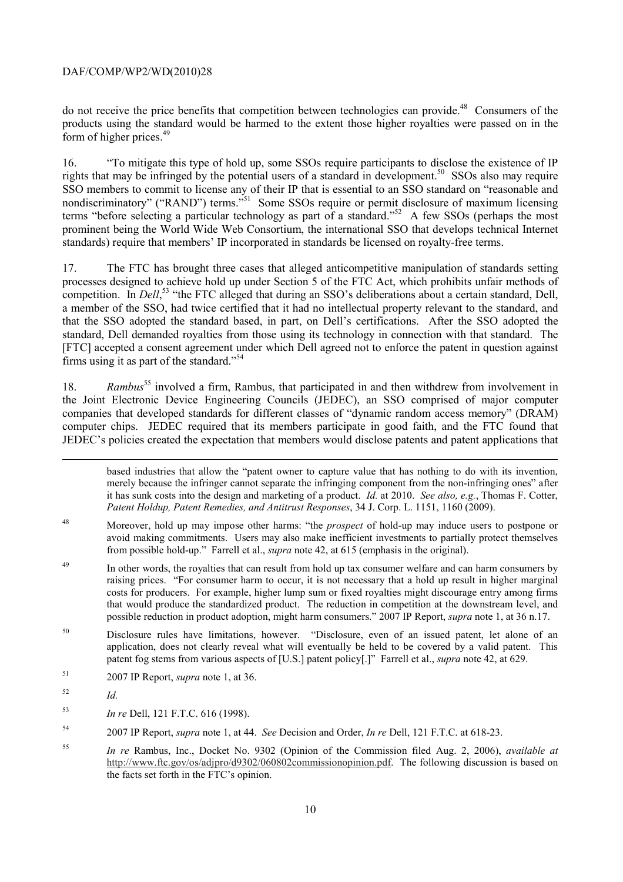do not receive the price benefits that competition between technologies can provide.[48] Consumers of the products using the standard would be harmed to the extent those higher royalties were passed on in the form of higher prices.[49]

16. "To mitigate this type of hold up, some SSOs require participants to disclose the existence of IP rights that may be infringed by the potential users of a standard in development.[50] SSOs also may require SSO members to commit to license any of their IP that is essential to an SSO standard on "reasonable and nondiscriminatory" ("RAND") terms."[51] Some SSOs require or permit disclosure of maximum licensing terms "before selecting a particular technology as part of a standard."[52] A few SSOs (perhaps the most prominent being the World Wide Web Consortium, the international SSO that develops technical Internet standards) require that members' IP incorporated in standards be licensed on royalty-free terms.

17. The FTC has brought three cases that alleged anticompetitive manipulation of standards setting processes designed to achieve hold up under Section 5 of the FTC Act, which prohibits unfair methods of competition. In *Dell*,[53] "the FTC alleged that during an SSO's deliberations about a certain standard, Dell, a member of the SSO, had twice certified that it had no intellectual property relevant to the standard, and that the SSO adopted the standard based, in part, on Dell's certifications. After the SSO adopted the standard, Dell demanded royalties from those using its technology in connection with that standard. The [FTC] accepted a consent agreement under which Dell agreed not to enforce the patent in question against firms using it as part of the standard."[54]

18. *Rambus*[55] involved a firm, Rambus, that participated in and then withdrew from involvement in the Joint Electronic Device Engineering Councils (JEDEC), an SSO comprised of major computer companies that developed standards for different classes of "dynamic random access memory" (DRAM) computer chips. JEDEC required that its members participate in good faith, and the FTC found that JEDEC's policies created the expectation that members would disclose patents and patent applications that

---

based industries that allow the "patent owner to capture value that has nothing to do with its invention, merely because the infringer cannot separate the infringing component from the non-infringing ones" after it has sunk costs into the design and marketing of a product. *Id.* at 2010. *See also, e.g.*, Thomas F. Cotter, *Patent Holdup, Patent Remedies, and Antitrust Responses*, 34 J. Corp. L. 1151, 1160 (2009).

[48] Moreover, hold up may impose other harms: "the *prospect* of hold-up may induce users to postpone or avoid making commitments. Users may also make inefficient investments to partially protect themselves from possible hold-up." Farrell et al., *supra* note 42, at 615 (emphasis in the original).

[49] In other words, the royalties that can result from hold up tax consumer welfare and can harm consumers by raising prices. "For consumer harm to occur, it is not necessary that a hold up result in higher marginal costs for producers. For example, higher lump sum or fixed royalties might discourage entry among firms that would produce the standardized product. The reduction in competition at the downstream level, and possible reduction in product adoption, might harm consumers." 2007 IP Report, *supra* note 1, at 36 n.17.

[50] Disclosure rules have limitations, however. "Disclosure, even of an issued patent, let alone of an application, does not clearly reveal what will eventually be held to be covered by a valid patent. This patent fog stems from various aspects of [U.S.] patent policy[.]" Farrell et al., *supra* note 42, at 629.

[51] 2007 IP Report, *supra* note 1, at 36.

[52] *Id.*

[53] *In re* Dell, 121 F.T.C. 616 (1998).

[54] 2007 IP Report, *supra* note 1, at 44. *See* Decision and Order, *In re* Dell, 121 F.T.C. at 618-23.

[55] *In re* Rambus, Inc., Docket No. 9302 (Opinion of the Commission filed Aug. 2, 2006), *available at* http://www.ftc.gov/os/adjpro/d9302/060802commissionopinion.pdf. The following discussion is based on the facts set forth in the FTC's opinion.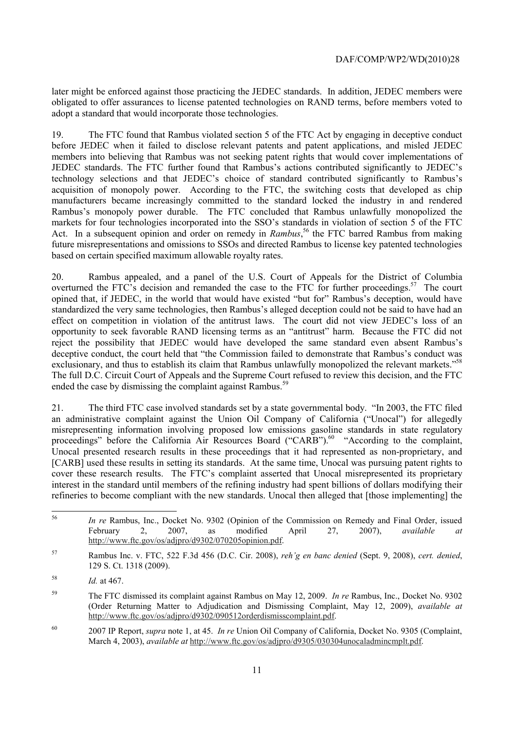later might be enforced against those practicing the JEDEC standards. In addition, JEDEC members were obligated to offer assurances to license patented technologies on RAND terms, before members voted to adopt a standard that would incorporate those technologies.

19. The FTC found that Rambus violated section 5 of the FTC Act by engaging in deceptive conduct before JEDEC when it failed to disclose relevant patents and patent applications, and misled JEDEC members into believing that Rambus was not seeking patent rights that would cover implementations of JEDEC standards. The FTC further found that Rambus's actions contributed significantly to JEDEC's technology selections and that JEDEC's choice of standard contributed significantly to Rambus's acquisition of monopoly power. According to the FTC, the switching costs that developed as chip manufacturers became increasingly committed to the standard locked the industry in and rendered Rambus's monopoly power durable. The FTC concluded that Rambus unlawfully monopolized the markets for four technologies incorporated into the SSO's standards in violation of section 5 of the FTC Act. In a subsequent opinion and order on remedy in *Rambus*,[56] the FTC barred Rambus from making future misrepresentations and omissions to SSOs and directed Rambus to license key patented technologies based on certain specified maximum allowable royalty rates.

20. Rambus appealed, and a panel of the U.S. Court of Appeals for the District of Columbia overturned the FTC's decision and remanded the case to the FTC for further proceedings.[57] The court opined that, if JEDEC, in the world that would have existed "but for" Rambus's deception, would have standardized the very same technologies, then Rambus's alleged deception could not be said to have had an effect on competition in violation of the antitrust laws. The court did not view JEDEC's loss of an opportunity to seek favorable RAND licensing terms as an "antitrust" harm. Because the FTC did not reject the possibility that JEDEC would have developed the same standard even absent Rambus's deceptive conduct, the court held that "the Commission failed to demonstrate that Rambus's conduct was exclusionary, and thus to establish its claim that Rambus unlawfully monopolized the relevant markets."[58] The full D.C. Circuit Court of Appeals and the Supreme Court refused to review this decision, and the FTC ended the case by dismissing the complaint against Rambus.[59]

21. The third FTC case involved standards set by a state governmental body. "In 2003, the FTC filed an administrative complaint against the Union Oil Company of California ("Unocal") for allegedly misrepresenting information involving proposed low emissions gasoline standards in state regulatory proceedings" before the California Air Resources Board ("CARB").[60] "According to the complaint, Unocal presented research results in these proceedings that it had represented as non-proprietary, and [CARB] used these results in setting its standards. At the same time, Unocal was pursuing patent rights to cover these research results. The FTC's complaint asserted that Unocal misrepresented its proprietary interest in the standard until members of the refining industry had spent billions of dollars modifying their refineries to become compliant with the new standards. Unocal then alleged that [those implementing] the

---

[56] *In re* Rambus, Inc., Docket No. 9302 (Opinion of the Commission on Remedy and Final Order, issued February 2, 2007, as modified April 27, 2007), *available at* http://www.ftc.gov/os/adjpro/d9302/070205opinion.pdf.

[57] Rambus Inc. v. FTC, 522 F.3d 456 (D.C. Cir. 2008), *reh'g en banc denied* (Sept. 9, 2008), *cert. denied*, 129 S. Ct. 1318 (2009).

[58] *Id.* at 467.

[59] The FTC dismissed its complaint against Rambus on May 12, 2009. *In re* Rambus, Inc., Docket No. 9302 (Order Returning Matter to Adjudication and Dismissing Complaint, May 12, 2009), *available at* http://www.ftc.gov/os/adjpro/d9302/090512orderdismisscomplaint.pdf.

[60] 2007 IP Report, *supra* note 1, at 45. *In re* Union Oil Company of California, Docket No. 9305 (Complaint, March 4, 2003), *available at* http://www.ftc.gov/os/adjpro/d9305/030304unocaladmincmplt.pdf.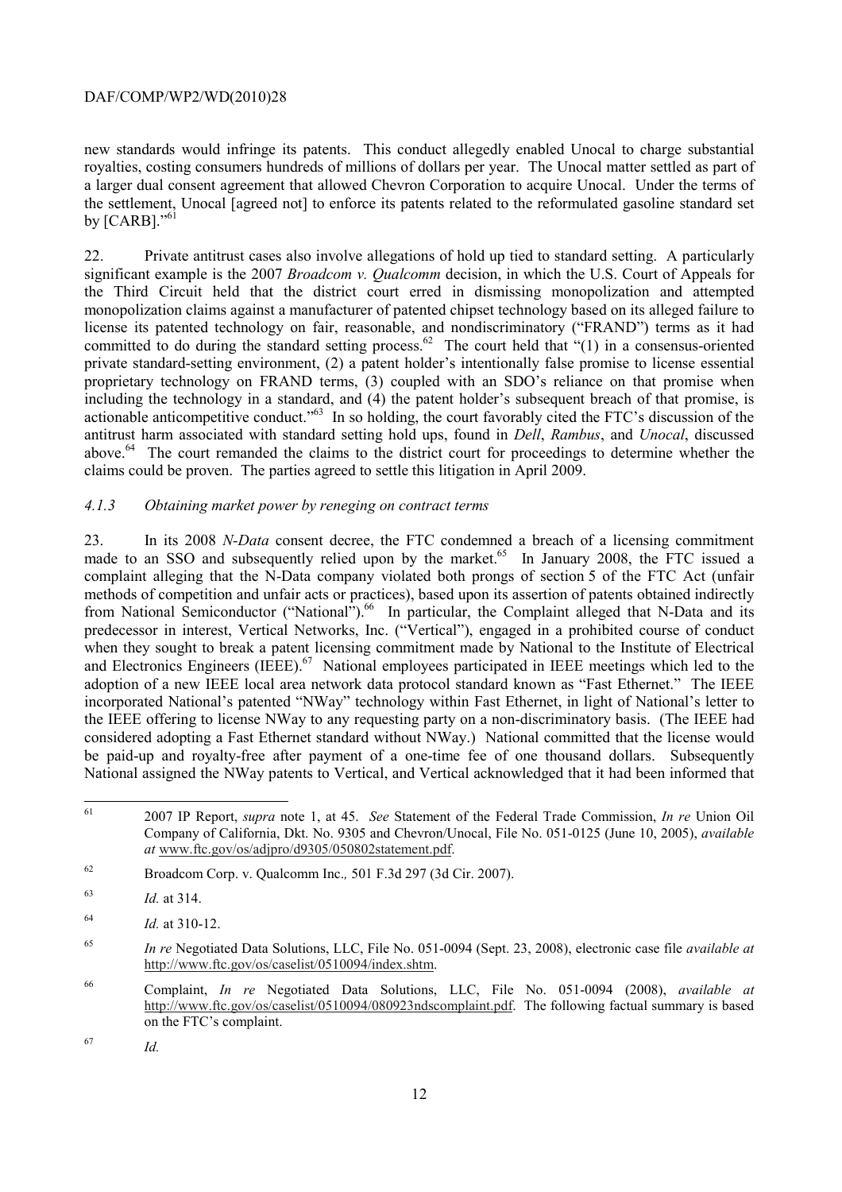new standards would infringe its patents. This conduct allegedly enabled Unocal to charge substantial royalties, costing consumers hundreds of millions of dollars per year. The Unocal matter settled as part of a larger dual consent agreement that allowed Chevron Corporation to acquire Unocal. Under the terms of the settlement, Unocal [agreed not] to enforce its patents related to the reformulated gasoline standard set by [CARB]."[61]

22. Private antitrust cases also involve allegations of hold up tied to standard setting. A particularly significant example is the 2007 *Broadcom v. Qualcomm* decision, in which the U.S. Court of Appeals for the Third Circuit held that the district court erred in dismissing monopolization and attempted monopolization claims against a manufacturer of patented chipset technology based on its alleged failure to license its patented technology on fair, reasonable, and nondiscriminatory ("FRAND") terms as it had committed to do during the standard setting process.[62] The court held that "(1) in a consensus-oriented private standard-setting environment, (2) a patent holder's intentionally false promise to license essential proprietary technology on FRAND terms, (3) coupled with an SDO's reliance on that promise when including the technology in a standard, and (4) the patent holder's subsequent breach of that promise, is actionable anticompetitive conduct."[63] In so holding, the court favorably cited the FTC's discussion of the antitrust harm associated with standard setting hold ups, found in *Dell*, *Rambus*, and *Unocal*, discussed above.[64] The court remanded the claims to the district court for proceedings to determine whether the claims could be proven. The parties agreed to settle this litigation in April 2009.

#### *4.1.3 Obtaining market power by reneging on contract terms*

23. In its 2008 *N-Data* consent decree, the FTC condemned a breach of a licensing commitment made to an SSO and subsequently relied upon by the market.[65] In January 2008, the FTC issued a complaint alleging that the N-Data company violated both prongs of section 5 of the FTC Act (unfair methods of competition and unfair acts or practices), based upon its assertion of patents obtained indirectly from National Semiconductor ("National").[66] In particular, the Complaint alleged that N-Data and its predecessor in interest, Vertical Networks, Inc. ("Vertical"), engaged in a prohibited course of conduct when they sought to break a patent licensing commitment made by National to the Institute of Electrical and Electronics Engineers (IEEE).[67] National employees participated in IEEE meetings which led to the adoption of a new IEEE local area network data protocol standard known as "Fast Ethernet." The IEEE incorporated National's patented "NWay" technology within Fast Ethernet, in light of National's letter to the IEEE offering to license NWay to any requesting party on a non-discriminatory basis. (The IEEE had considered adopting a Fast Ethernet standard without NWay.) National committed that the license would be paid-up and royalty-free after payment of a one-time fee of one thousand dollars. Subsequently National assigned the NWay patents to Vertical, and Vertical acknowledged that it had been informed that

---

[61] 2007 IP Report, *supra* note 1, at 45. *See* Statement of the Federal Trade Commission, *In re* Union Oil Company of California, Dkt. No. 9305 and Chevron/Unocal, File No. 051-0125 (June 10, 2005), *available at* www.ftc.gov/os/adjpro/d9305/050802statement.pdf.

[62] Broadcom Corp. v. Qualcomm Inc.*,* 501 F.3d 297 (3d Cir. 2007).

[63] *Id.* at 314.

[64] *Id.* at 310-12.

[65] *In re* Negotiated Data Solutions, LLC, File No. 051-0094 (Sept. 23, 2008), electronic case file *available at* http://www.ftc.gov/os/caselist/0510094/index.shtm.

[66] Complaint, *In re* Negotiated Data Solutions, LLC, File No. 051-0094 (2008), *available at* http://www.ftc.gov/os/caselist/0510094/080923ndscomplaint.pdf. The following factual summary is based on the FTC's complaint.

[67] *Id.*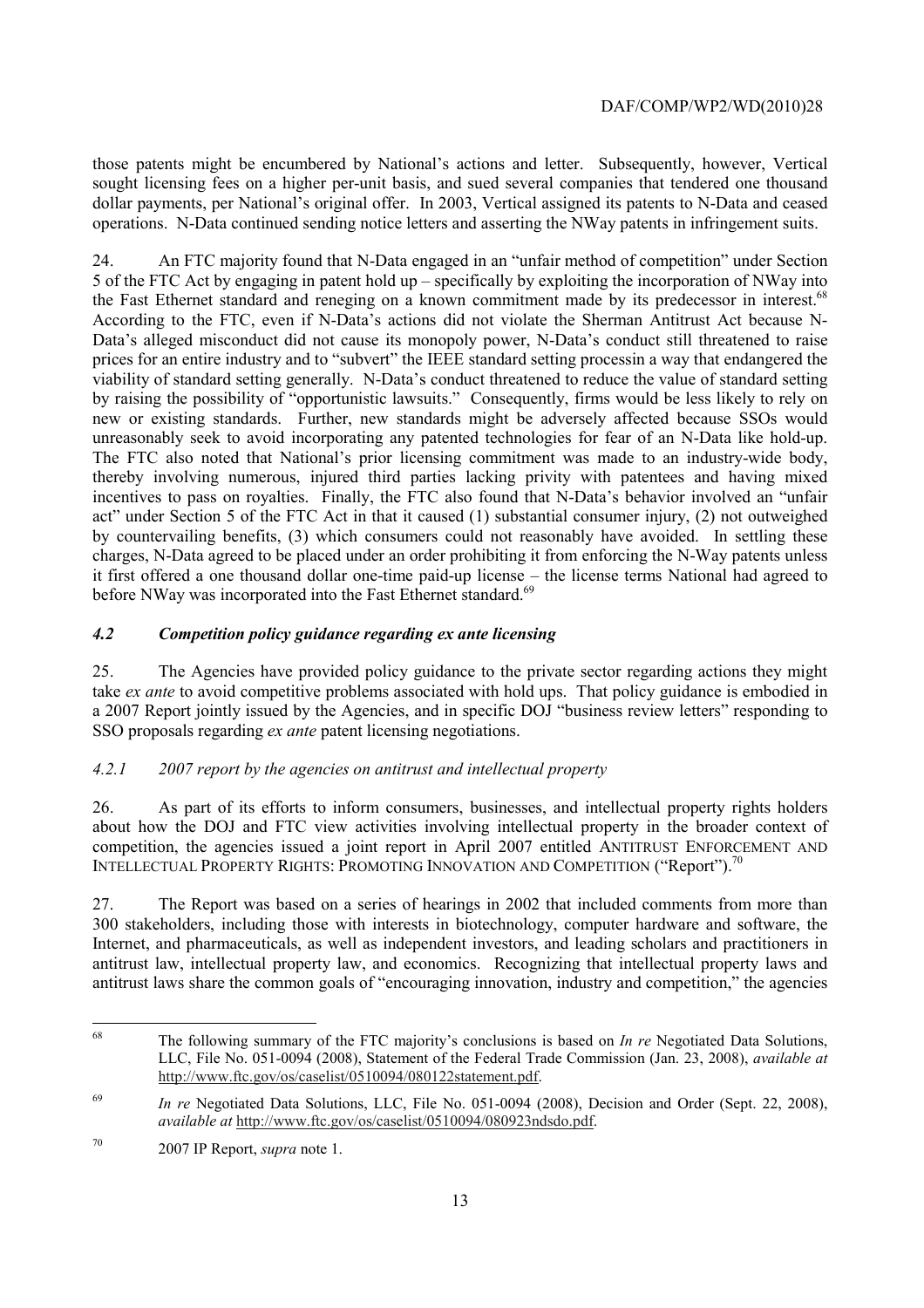those patents might be encumbered by National's actions and letter. Subsequently, however, Vertical sought licensing fees on a higher per-unit basis, and sued several companies that tendered one thousand dollar payments, per National's original offer. In 2003, Vertical assigned its patents to N-Data and ceased operations. N-Data continued sending notice letters and asserting the NWay patents in infringement suits.

24. An FTC majority found that N-Data engaged in an "unfair method of competition" under Section 5 of the FTC Act by engaging in patent hold up – specifically by exploiting the incorporation of NWay into the Fast Ethernet standard and reneging on a known commitment made by its predecessor in interest.[68] According to the FTC, even if N-Data's actions did not violate the Sherman Antitrust Act because N-Data's alleged misconduct did not cause its monopoly power, N-Data's conduct still threatened to raise prices for an entire industry and to "subvert" the IEEE standard setting processin a way that endangered the viability of standard setting generally. N-Data's conduct threatened to reduce the value of standard setting by raising the possibility of "opportunistic lawsuits." Consequently, firms would be less likely to rely on new or existing standards. Further, new standards might be adversely affected because SSOs would unreasonably seek to avoid incorporating any patented technologies for fear of an N-Data like hold-up. The FTC also noted that National's prior licensing commitment was made to an industry-wide body, thereby involving numerous, injured third parties lacking privity with patentees and having mixed incentives to pass on royalties. Finally, the FTC also found that N-Data's behavior involved an "unfair act" under Section 5 of the FTC Act in that it caused (1) substantial consumer injury, (2) not outweighed by countervailing benefits, (3) which consumers could not reasonably have avoided. In settling these charges, N-Data agreed to be placed under an order prohibiting it from enforcing the N-Way patents unless it first offered a one thousand dollar one-time paid-up license – the license terms National had agreed to before NWay was incorporated into the Fast Ethernet standard.[69]

### *4.2 Competition policy guidance regarding ex ante licensing*

25. The Agencies have provided policy guidance to the private sector regarding actions they might take *ex ante* to avoid competitive problems associated with hold ups. That policy guidance is embodied in a 2007 Report jointly issued by the Agencies, and in specific DOJ "business review letters" responding to SSO proposals regarding *ex ante* patent licensing negotiations.

#### *4.2.1 2007 report by the agencies on antitrust and intellectual property*

26. As part of its efforts to inform consumers, businesses, and intellectual property rights holders about how the DOJ and FTC view activities involving intellectual property in the broader context of competition, the agencies issued a joint report in April 2007 entitled ANTITRUST ENFORCEMENT AND INTELLECTUAL PROPERTY RIGHTS: PROMOTING INNOVATION AND COMPETITION ("Report").[70]

27. The Report was based on a series of hearings in 2002 that included comments from more than 300 stakeholders, including those with interests in biotechnology, computer hardware and software, the Internet, and pharmaceuticals, as well as independent investors, and leading scholars and practitioners in antitrust law, intellectual property law, and economics. Recognizing that intellectual property laws and antitrust laws share the common goals of "encouraging innovation, industry and competition," the agencies

---

[68] The following summary of the FTC majority's conclusions is based on *In re* Negotiated Data Solutions, LLC, File No. 051-0094 (2008), Statement of the Federal Trade Commission (Jan. 23, 2008), *available at* http://www.ftc.gov/os/caselist/0510094/080122statement.pdf.

[69] *In re* Negotiated Data Solutions, LLC, File No. 051-0094 (2008), Decision and Order (Sept. 22, 2008), *available at* http://www.ftc.gov/os/caselist/0510094/080923ndsdo.pdf.

[70] 2007 IP Report, *supra* note 1.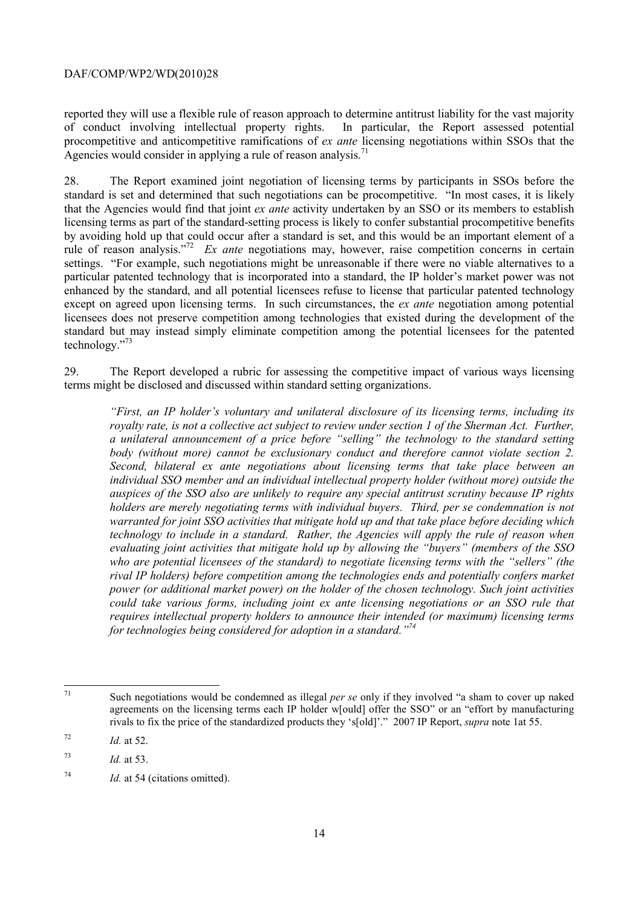reported they will use a flexible rule of reason approach to determine antitrust liability for the vast majority of conduct involving intellectual property rights. In particular, the Report assessed potential procompetitive and anticompetitive ramifications of *ex ante* licensing negotiations within SSOs that the Agencies would consider in applying a rule of reason analysis.[71]

28. The Report examined joint negotiation of licensing terms by participants in SSOs before the standard is set and determined that such negotiations can be procompetitive. "In most cases, it is likely that the Agencies would find that joint *ex ante* activity undertaken by an SSO or its members to establish licensing terms as part of the standard-setting process is likely to confer substantial procompetitive benefits by avoiding hold up that could occur after a standard is set, and this would be an important element of a rule of reason analysis."[72] *Ex ante* negotiations may, however, raise competition concerns in certain settings. "For example, such negotiations might be unreasonable if there were no viable alternatives to a particular patented technology that is incorporated into a standard, the IP holder's market power was not enhanced by the standard, and all potential licensees refuse to license that particular patented technology except on agreed upon licensing terms. In such circumstances, the *ex ante* negotiation among potential licensees does not preserve competition among technologies that existed during the development of the standard but may instead simply eliminate competition among the potential licensees for the patented technology."[73]

29. The Report developed a rubric for assessing the competitive impact of various ways licensing terms might be disclosed and discussed within standard setting organizations.

> *"First, an IP holder's voluntary and unilateral disclosure of its licensing terms, including its royalty rate, is not a collective act subject to review under section 1 of the Sherman Act. Further, a unilateral announcement of a price before "selling" the technology to the standard setting body (without more) cannot be exclusionary conduct and therefore cannot violate section 2. Second, bilateral ex ante negotiations about licensing terms that take place between an individual SSO member and an individual intellectual property holder (without more) outside the auspices of the SSO also are unlikely to require any special antitrust scrutiny because IP rights holders are merely negotiating terms with individual buyers. Third, per se condemnation is not warranted for joint SSO activities that mitigate hold up and that take place before deciding which technology to include in a standard. Rather, the Agencies will apply the rule of reason when evaluating joint activities that mitigate hold up by allowing the "buyers" (members of the SSO who are potential licensees of the standard) to negotiate licensing terms with the "sellers" (the rival IP holders) before competition among the technologies ends and potentially confers market power (or additional market power) on the holder of the chosen technology. Such joint activities could take various forms, including joint ex ante licensing negotiations or an SSO rule that requires intellectual property holders to announce their intended (or maximum) licensing terms for technologies being considered for adoption in a standard."*[74]

---

[71] Such negotiations would be condemned as illegal *per se* only if they involved "a sham to cover up naked agreements on the licensing terms each IP holder w[ould] offer the SSO" or an "effort by manufacturing rivals to fix the price of the standardized products they 's[old]'." 2007 IP Report, *supra* note 1at 55.

[72] *Id.* at 52.

[73] *Id.* at 53.

[74] *Id.* at 54 (citations omitted).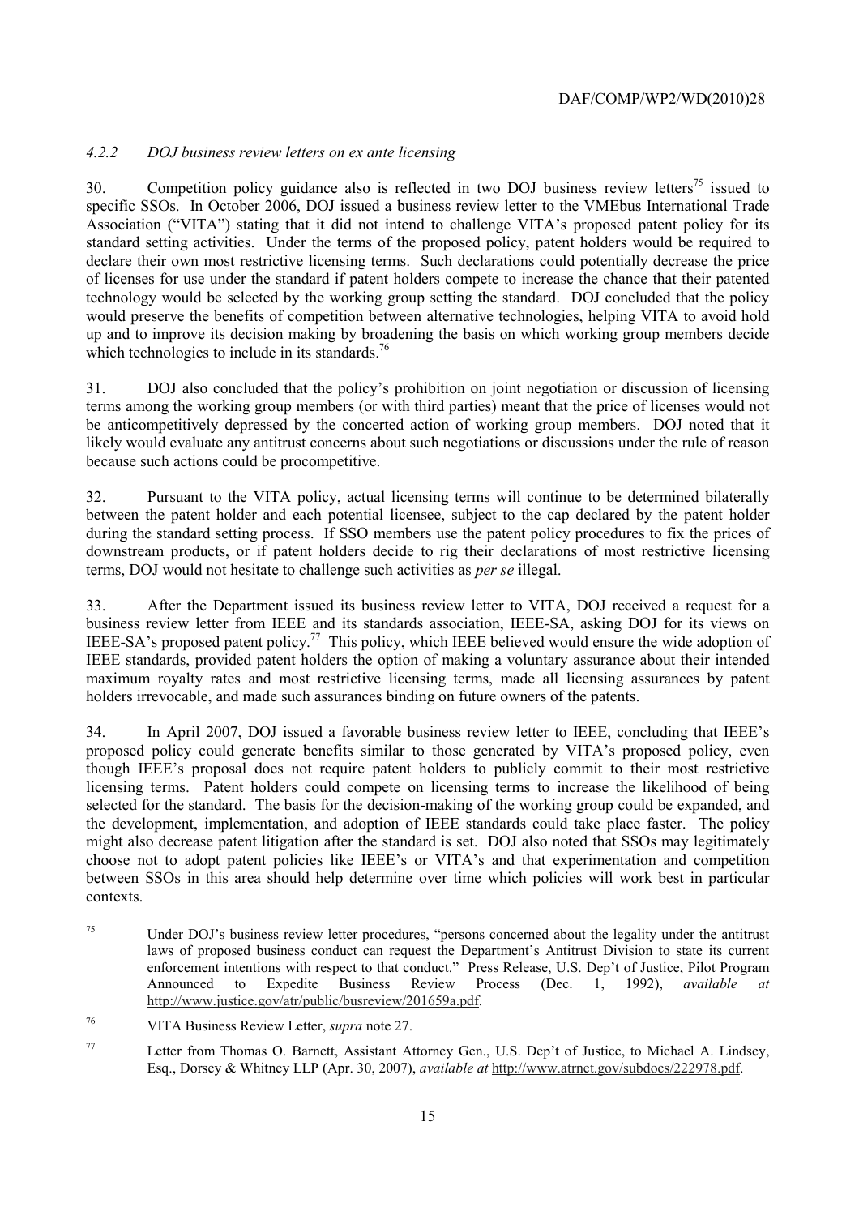#### *4.2.2 DOJ business review letters on ex ante licensing*

30. Competition policy guidance also is reflected in two DOJ business review letters[75] issued to specific SSOs. In October 2006, DOJ issued a business review letter to the VMEbus International Trade Association ("VITA") stating that it did not intend to challenge VITA's proposed patent policy for its standard setting activities. Under the terms of the proposed policy, patent holders would be required to declare their own most restrictive licensing terms. Such declarations could potentially decrease the price of licenses for use under the standard if patent holders compete to increase the chance that their patented technology would be selected by the working group setting the standard. DOJ concluded that the policy would preserve the benefits of competition between alternative technologies, helping VITA to avoid hold up and to improve its decision making by broadening the basis on which working group members decide which technologies to include in its standards.[76]

31. DOJ also concluded that the policy's prohibition on joint negotiation or discussion of licensing terms among the working group members (or with third parties) meant that the price of licenses would not be anticompetitively depressed by the concerted action of working group members. DOJ noted that it likely would evaluate any antitrust concerns about such negotiations or discussions under the rule of reason because such actions could be procompetitive.

32. Pursuant to the VITA policy, actual licensing terms will continue to be determined bilaterally between the patent holder and each potential licensee, subject to the cap declared by the patent holder during the standard setting process. If SSO members use the patent policy procedures to fix the prices of downstream products, or if patent holders decide to rig their declarations of most restrictive licensing terms, DOJ would not hesitate to challenge such activities as *per se* illegal.

33. After the Department issued its business review letter to VITA, DOJ received a request for a business review letter from IEEE and its standards association, IEEE-SA, asking DOJ for its views on IEEE-SA's proposed patent policy.[77] This policy, which IEEE believed would ensure the wide adoption of IEEE standards, provided patent holders the option of making a voluntary assurance about their intended maximum royalty rates and most restrictive licensing terms, made all licensing assurances by patent holders irrevocable, and made such assurances binding on future owners of the patents.

34. In April 2007, DOJ issued a favorable business review letter to IEEE, concluding that IEEE's proposed policy could generate benefits similar to those generated by VITA's proposed policy, even though IEEE's proposal does not require patent holders to publicly commit to their most restrictive licensing terms. Patent holders could compete on licensing terms to increase the likelihood of being selected for the standard. The basis for the decision-making of the working group could be expanded, and the development, implementation, and adoption of IEEE standards could take place faster. The policy might also decrease patent litigation after the standard is set. DOJ also noted that SSOs may legitimately choose not to adopt patent policies like IEEE's or VITA's and that experimentation and competition between SSOs in this area should help determine over time which policies will work best in particular contexts.

---

[75] Under DOJ's business review letter procedures, "persons concerned about the legality under the antitrust laws of proposed business conduct can request the Department's Antitrust Division to state its current enforcement intentions with respect to that conduct." Press Release, U.S. Dep't of Justice, Pilot Program Announced to Expedite Business Review Process (Dec. 1, 1992), *available at* http://www.justice.gov/atr/public/busreview/201659a.pdf.

[76] VITA Business Review Letter, *supra* note 27.

[77] Letter from Thomas O. Barnett, Assistant Attorney Gen., U.S. Dep't of Justice, to Michael A. Lindsey, Esq., Dorsey & Whitney LLP (Apr. 30, 2007), *available at* http://www.atrnet.gov/subdocs/222978.pdf.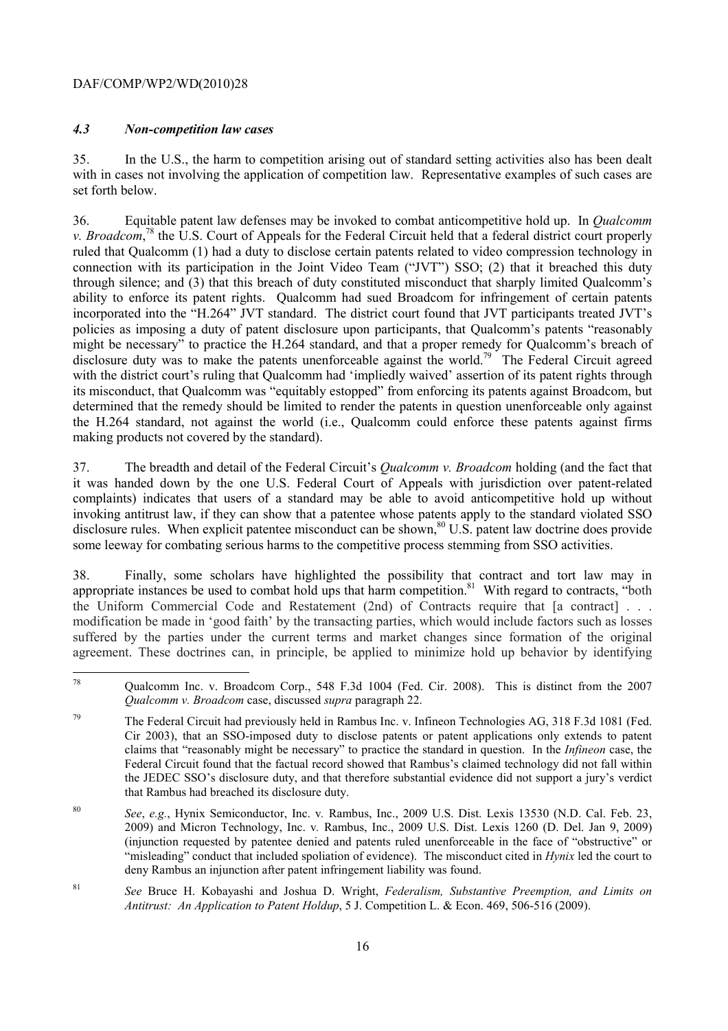### *4.3 Non-competition law cases*

35. In the U.S., the harm to competition arising out of standard setting activities also has been dealt with in cases not involving the application of competition law. Representative examples of such cases are set forth below.

36. Equitable patent law defenses may be invoked to combat anticompetitive hold up. In *Qualcomm v. Broadcom*,[78] the U.S. Court of Appeals for the Federal Circuit held that a federal district court properly ruled that Qualcomm (1) had a duty to disclose certain patents related to video compression technology in connection with its participation in the Joint Video Team ("JVT") SSO; (2) that it breached this duty through silence; and (3) that this breach of duty constituted misconduct that sharply limited Qualcomm's ability to enforce its patent rights. Qualcomm had sued Broadcom for infringement of certain patents incorporated into the "H.264" JVT standard. The district court found that JVT participants treated JVT's policies as imposing a duty of patent disclosure upon participants, that Qualcomm's patents "reasonably might be necessary" to practice the H.264 standard, and that a proper remedy for Qualcomm's breach of disclosure duty was to make the patents unenforceable against the world.[79] The Federal Circuit agreed with the district court's ruling that Qualcomm had 'impliedly waived' assertion of its patent rights through its misconduct, that Qualcomm was "equitably estopped" from enforcing its patents against Broadcom, but determined that the remedy should be limited to render the patents in question unenforceable only against the H.264 standard, not against the world (i.e., Qualcomm could enforce these patents against firms making products not covered by the standard).

37. The breadth and detail of the Federal Circuit's *Qualcomm v. Broadcom* holding (and the fact that it was handed down by the one U.S. Federal Court of Appeals with jurisdiction over patent-related complaints) indicates that users of a standard may be able to avoid anticompetitive hold up without invoking antitrust law, if they can show that a patentee whose patents apply to the standard violated SSO disclosure rules. When explicit patentee misconduct can be shown,[80] U.S. patent law doctrine does provide some leeway for combating serious harms to the competitive process stemming from SSO activities.

38. Finally, some scholars have highlighted the possibility that contract and tort law may in appropriate instances be used to combat hold ups that harm competition.[81] With regard to contracts, "both the Uniform Commercial Code and Restatement (2nd) of Contracts require that [a contract] . . . modification be made in 'good faith' by the transacting parties, which would include factors such as losses suffered by the parties under the current terms and market changes since formation of the original agreement. These doctrines can, in principle, be applied to minimize hold up behavior by identifying

---

[78] Qualcomm Inc. v. Broadcom Corp., 548 F.3d 1004 (Fed. Cir. 2008). This is distinct from the 2007 *Qualcomm v. Broadcom* case, discussed *supra* paragraph 22.

[79] The Federal Circuit had previously held in Rambus Inc. v. Infineon Technologies AG, 318 F.3d 1081 (Fed. Cir 2003), that an SSO-imposed duty to disclose patents or patent applications only extends to patent claims that "reasonably might be necessary" to practice the standard in question. In the *Infineon* case, the Federal Circuit found that the factual record showed that Rambus's claimed technology did not fall within the JEDEC SSO's disclosure duty, and that therefore substantial evidence did not support a jury's verdict that Rambus had breached its disclosure duty.

[80] *See*, *e.g.*, Hynix Semiconductor, Inc. v. Rambus, Inc., 2009 U.S. Dist. Lexis 13530 (N.D. Cal. Feb. 23, 2009) and Micron Technology, Inc. v. Rambus, Inc., 2009 U.S. Dist. Lexis 1260 (D. Del. Jan 9, 2009) (injunction requested by patentee denied and patents ruled unenforceable in the face of "obstructive" or "misleading" conduct that included spoliation of evidence). The misconduct cited in *Hynix* led the court to deny Rambus an injunction after patent infringement liability was found.

[81] *See* Bruce H. Kobayashi and Joshua D. Wright, *Federalism, Substantive Preemption, and Limits on Antitrust: An Application to Patent Holdup*, 5 J. Competition L. & Econ. 469, 506-516 (2009).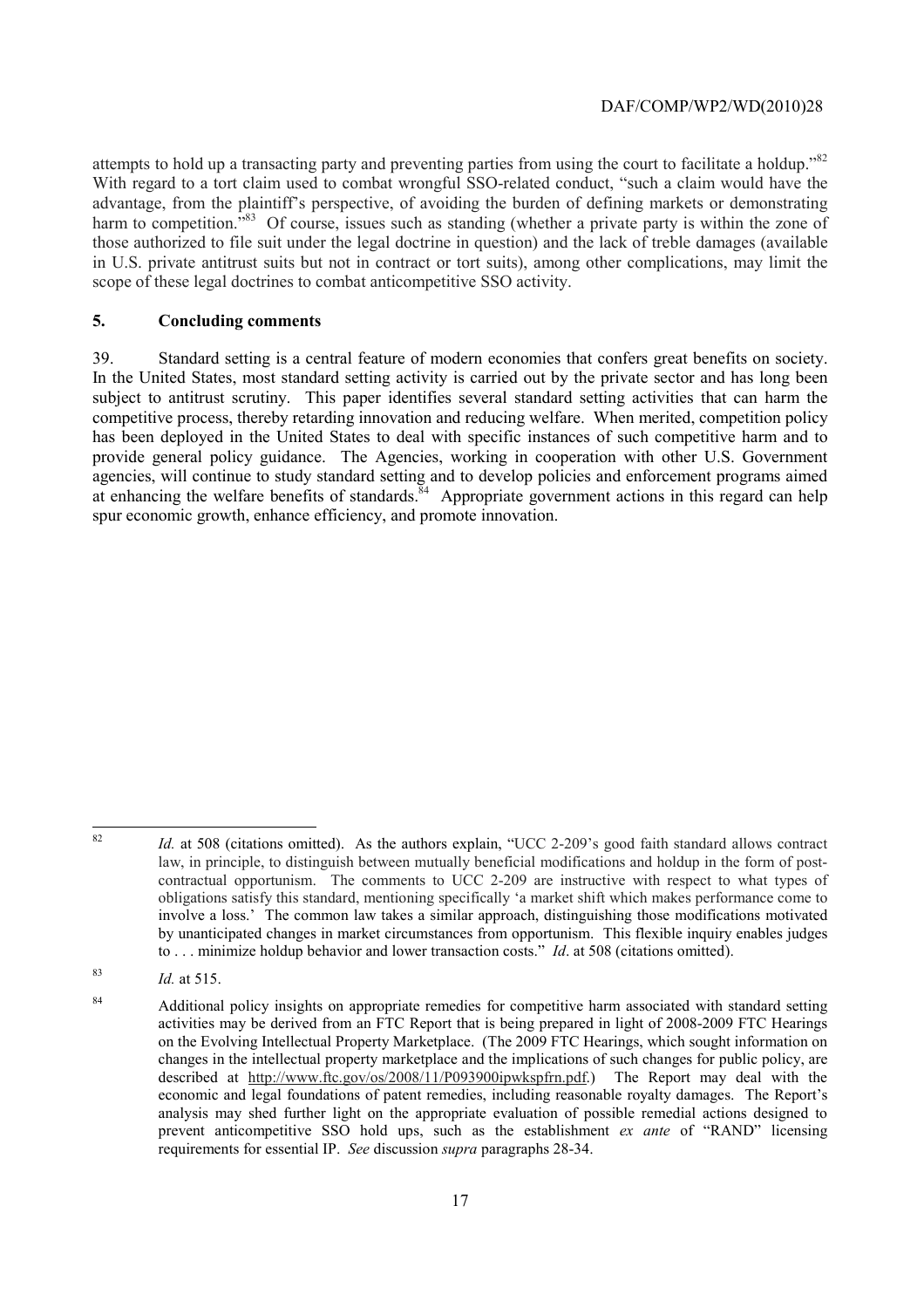attempts to hold up a transacting party and preventing parties from using the court to facilitate a holdup."[82] With regard to a tort claim used to combat wrongful SSO-related conduct, "such a claim would have the advantage, from the plaintiff's perspective, of avoiding the burden of defining markets or demonstrating harm to competition."[83] Of course, issues such as standing (whether a private party is within the zone of those authorized to file suit under the legal doctrine in question) and the lack of treble damages (available in U.S. private antitrust suits but not in contract or tort suits), among other complications, may limit the scope of these legal doctrines to combat anticompetitive SSO activity.

## 5. Concluding comments

39. Standard setting is a central feature of modern economies that confers great benefits on society. In the United States, most standard setting activity is carried out by the private sector and has long been subject to antitrust scrutiny. This paper identifies several standard setting activities that can harm the competitive process, thereby retarding innovation and reducing welfare. When merited, competition policy has been deployed in the United States to deal with specific instances of such competitive harm and to provide general policy guidance. The Agencies, working in cooperation with other U.S. Government agencies, will continue to study standard setting and to develop policies and enforcement programs aimed at enhancing the welfare benefits of standards.[84] Appropriate government actions in this regard can help spur economic growth, enhance efficiency, and promote innovation.

---

[82] *Id.* at 508 (citations omitted). As the authors explain, "UCC 2-209's good faith standard allows contract law, in principle, to distinguish between mutually beneficial modifications and holdup in the form of post-contractual opportunism. The comments to UCC 2-209 are instructive with respect to what types of obligations satisfy this standard, mentioning specifically 'a market shift which makes performance come to involve a loss.' The common law takes a similar approach, distinguishing those modifications motivated by unanticipated changes in market circumstances from opportunism. This flexible inquiry enables judges to . . . minimize holdup behavior and lower transaction costs." *Id*. at 508 (citations omitted).

[83] *Id.* at 515.

[84] Additional policy insights on appropriate remedies for competitive harm associated with standard setting activities may be derived from an FTC Report that is being prepared in light of 2008-2009 FTC Hearings on the Evolving Intellectual Property Marketplace. (The 2009 FTC Hearings, which sought information on changes in the intellectual property marketplace and the implications of such changes for public policy, are described at http://www.ftc.gov/os/2008/11/P093900ipwkspfrn.pdf.) The Report may deal with the economic and legal foundations of patent remedies, including reasonable royalty damages. The Report's analysis may shed further light on the appropriate evaluation of possible remedial actions designed to prevent anticompetitive SSO hold ups, such as the establishment *ex ante* of "RAND" licensing requirements for essential IP. *See* discussion *supra* paragraphs 28-34.